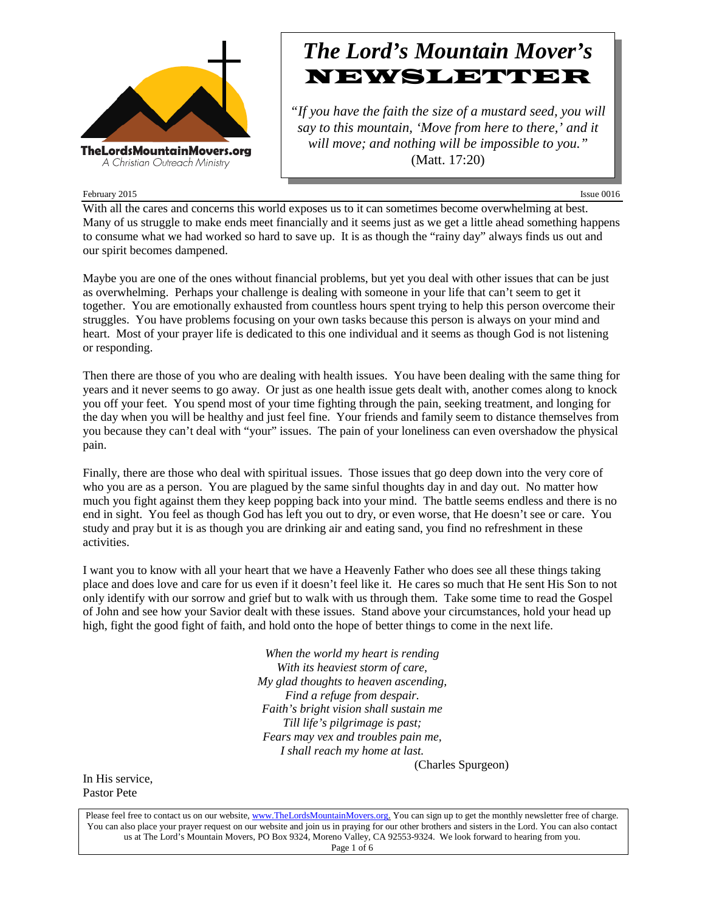TheLordsMountainMovers.org
A Christian Outreach Ministry

# *The Lord's Mountain Mover's* NEWSLETTER

*"If you have the faith the size of a mustard seed, you will say to this mountain, 'Move from here to there,' and it will move; and nothing will be impossible to you."* (Matt. 17:20)

February 2015 — Issue 0016

With all the cares and concerns this world exposes us to it can sometimes become overwhelming at best. Many of us struggle to make ends meet financially and it seems just as we get a little ahead something happens to consume what we had worked so hard to save up. It is as though the "rainy day" always finds us out and our spirit becomes dampened.

Maybe you are one of the ones without financial problems, but yet you deal with other issues that can be just as overwhelming. Perhaps your challenge is dealing with someone in your life that can't seem to get it together. You are emotionally exhausted from countless hours spent trying to help this person overcome their struggles. You have problems focusing on your own tasks because this person is always on your mind and heart. Most of your prayer life is dedicated to this one individual and it seems as though God is not listening or responding.

Then there are those of you who are dealing with health issues. You have been dealing with the same thing for years and it never seems to go away. Or just as one health issue gets dealt with, another comes along to knock you off your feet. You spend most of your time fighting through the pain, seeking treatment, and longing for the day when you will be healthy and just feel fine. Your friends and family seem to distance themselves from you because they can't deal with "your" issues. The pain of your loneliness can even overshadow the physical pain.

Finally, there are those who deal with spiritual issues. Those issues that go deep down into the very core of who you are as a person. You are plagued by the same sinful thoughts day in and day out. No matter how much you fight against them they keep popping back into your mind. The battle seems endless and there is no end in sight. You feel as though God has left you out to dry, or even worse, that He doesn't see or care. You study and pray but it is as though you are drinking air and eating sand, you find no refreshment in these activities.

I want you to know with all your heart that we have a Heavenly Father who does see all these things taking place and does love and care for us even if it doesn't feel like it. He cares so much that He sent His Son to not only identify with our sorrow and grief but to walk with us through them. Take some time to read the Gospel of John and see how your Savior dealt with these issues. Stand above your circumstances, hold your head up high, fight the good fight of faith, and hold onto the hope of better things to come in the next life.

*When the world my heart is rending*
*With its heaviest storm of care,*
*My glad thoughts to heaven ascending,*
*Find a refuge from despair.*
*Faith's bright vision shall sustain me*
*Till life's pilgrimage is past;*
*Fears may vex and troubles pain me,*
*I shall reach my home at last.*
(Charles Spurgeon)

In His service,
Pastor Pete

Please feel free to contact us on our website, www.TheLordsMountainMovers.org. You can sign up to get the monthly newsletter free of charge. You can also place your prayer request on our website and join us in praying for our other brothers and sisters in the Lord. You can also contact us at The Lord's Mountain Movers, PO Box 9324, Moreno Valley, CA 92553-9324. We look forward to hearing from you.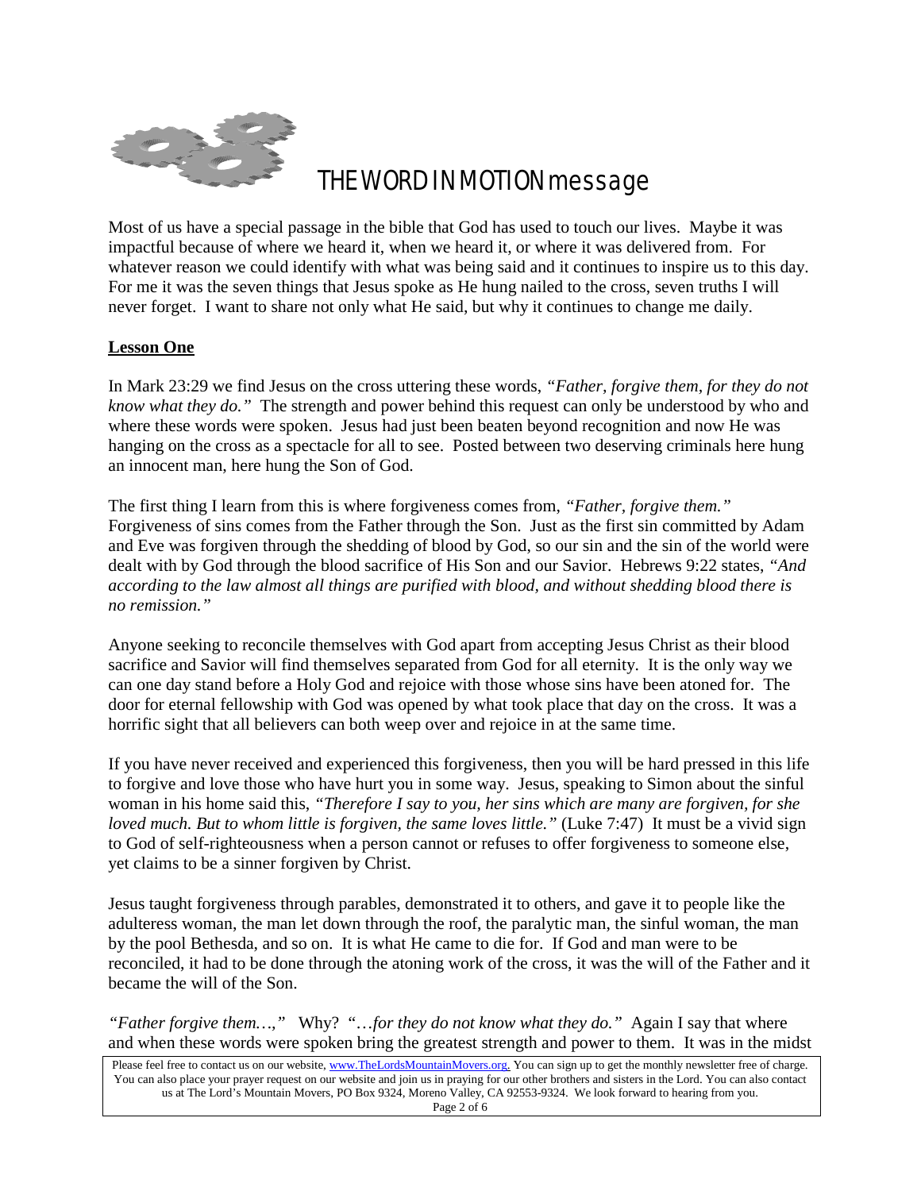# THE WORD IN MOTION message

Most of us have a special passage in the bible that God has used to touch our lives. Maybe it was impactful because of where we heard it, when we heard it, or where it was delivered from. For whatever reason we could identify with what was being said and it continues to inspire us to this day. For me it was the seven things that Jesus spoke as He hung nailed to the cross, seven truths I will never forget. I want to share not only what He said, but why it continues to change me daily.

**Lesson One**

In Mark 23:29 we find Jesus on the cross uttering these words, *"Father, forgive them, for they do not know what they do."* The strength and power behind this request can only be understood by who and where these words were spoken. Jesus had just been beaten beyond recognition and now He was hanging on the cross as a spectacle for all to see. Posted between two deserving criminals here hung an innocent man, here hung the Son of God.

The first thing I learn from this is where forgiveness comes from, *"Father, forgive them."* Forgiveness of sins comes from the Father through the Son. Just as the first sin committed by Adam and Eve was forgiven through the shedding of blood by God, so our sin and the sin of the world were dealt with by God through the blood sacrifice of His Son and our Savior. Hebrews 9:22 states, *"And according to the law almost all things are purified with blood, and without shedding blood there is no remission."*

Anyone seeking to reconcile themselves with God apart from accepting Jesus Christ as their blood sacrifice and Savior will find themselves separated from God for all eternity. It is the only way we can one day stand before a Holy God and rejoice with those whose sins have been atoned for. The door for eternal fellowship with God was opened by what took place that day on the cross. It was a horrific sight that all believers can both weep over and rejoice in at the same time.

If you have never received and experienced this forgiveness, then you will be hard pressed in this life to forgive and love those who have hurt you in some way. Jesus, speaking to Simon about the sinful woman in his home said this, *"Therefore I say to you, her sins which are many are forgiven, for she loved much. But to whom little is forgiven, the same loves little."* (Luke 7:47) It must be a vivid sign to God of self-righteousness when a person cannot or refuses to offer forgiveness to someone else, yet claims to be a sinner forgiven by Christ.

Jesus taught forgiveness through parables, demonstrated it to others, and gave it to people like the adulteress woman, the man let down through the roof, the paralytic man, the sinful woman, the man by the pool Bethesda, and so on. It is what He came to die for. If God and man were to be reconciled, it had to be done through the atoning work of the cross, it was the will of the Father and it became the will of the Son.

*"Father forgive them…,"* Why? *"…for they do not know what they do."* Again I say that where and when these words were spoken bring the greatest strength and power to them. It was in the midst

Please feel free to contact us on our website, www.TheLordsMountainMovers.org. You can sign up to get the monthly newsletter free of charge. You can also place your prayer request on our website and join us in praying for our other brothers and sisters in the Lord. You can also contact us at The Lord's Mountain Movers, PO Box 9324, Moreno Valley, CA 92553-9324. We look forward to hearing from you.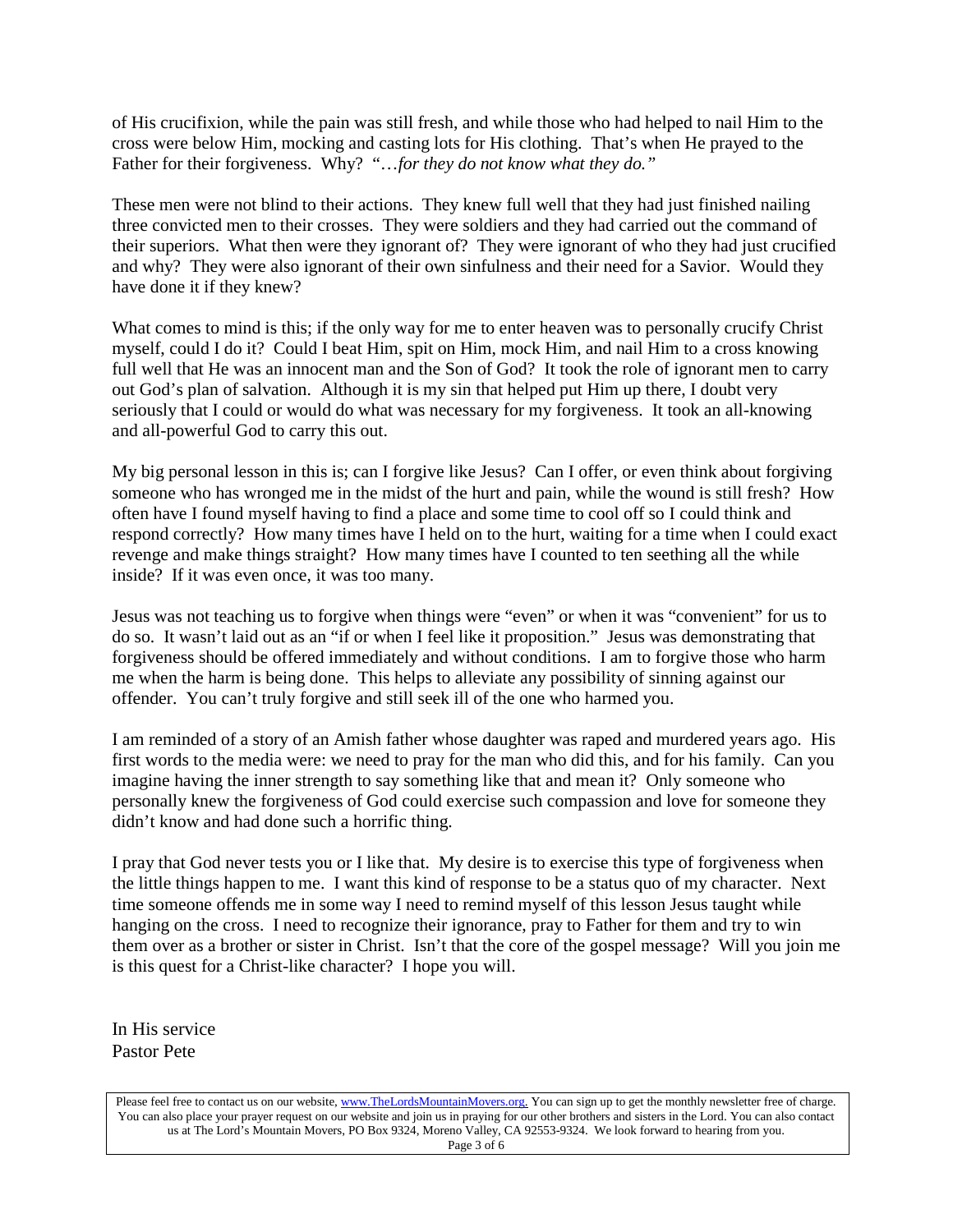of His crucifixion, while the pain was still fresh, and while those who had helped to nail Him to the cross were below Him, mocking and casting lots for His clothing. That's when He prayed to the Father for their forgiveness. Why? "*…for they do not know what they do.*"

These men were not blind to their actions. They knew full well that they had just finished nailing three convicted men to their crosses. They were soldiers and they had carried out the command of their superiors. What then were they ignorant of? They were ignorant of who they had just crucified and why? They were also ignorant of their own sinfulness and their need for a Savior. Would they have done it if they knew?

What comes to mind is this; if the only way for me to enter heaven was to personally crucify Christ myself, could I do it? Could I beat Him, spit on Him, mock Him, and nail Him to a cross knowing full well that He was an innocent man and the Son of God? It took the role of ignorant men to carry out God's plan of salvation. Although it is my sin that helped put Him up there, I doubt very seriously that I could or would do what was necessary for my forgiveness. It took an all-knowing and all-powerful God to carry this out.

My big personal lesson in this is; can I forgive like Jesus? Can I offer, or even think about forgiving someone who has wronged me in the midst of the hurt and pain, while the wound is still fresh? How often have I found myself having to find a place and some time to cool off so I could think and respond correctly? How many times have I held on to the hurt, waiting for a time when I could exact revenge and make things straight? How many times have I counted to ten seething all the while inside? If it was even once, it was too many.

Jesus was not teaching us to forgive when things were "even" or when it was "convenient" for us to do so. It wasn't laid out as an "if or when I feel like it proposition." Jesus was demonstrating that forgiveness should be offered immediately and without conditions. I am to forgive those who harm me when the harm is being done. This helps to alleviate any possibility of sinning against our offender. You can't truly forgive and still seek ill of the one who harmed you.

I am reminded of a story of an Amish father whose daughter was raped and murdered years ago. His first words to the media were: we need to pray for the man who did this, and for his family. Can you imagine having the inner strength to say something like that and mean it? Only someone who personally knew the forgiveness of God could exercise such compassion and love for someone they didn't know and had done such a horrific thing.

I pray that God never tests you or I like that. My desire is to exercise this type of forgiveness when the little things happen to me. I want this kind of response to be a status quo of my character. Next time someone offends me in some way I need to remind myself of this lesson Jesus taught while hanging on the cross. I need to recognize their ignorance, pray to Father for them and try to win them over as a brother or sister in Christ. Isn't that the core of the gospel message? Will you join me is this quest for a Christ-like character? I hope you will.

In His service
Pastor Pete

Please feel free to contact us on our website, www.TheLordsMountainMovers.org. You can sign up to get the monthly newsletter free of charge. You can also place your prayer request on our website and join us in praying for our other brothers and sisters in the Lord. You can also contact us at The Lord's Mountain Movers, PO Box 9324, Moreno Valley, CA 92553-9324. We look forward to hearing from you.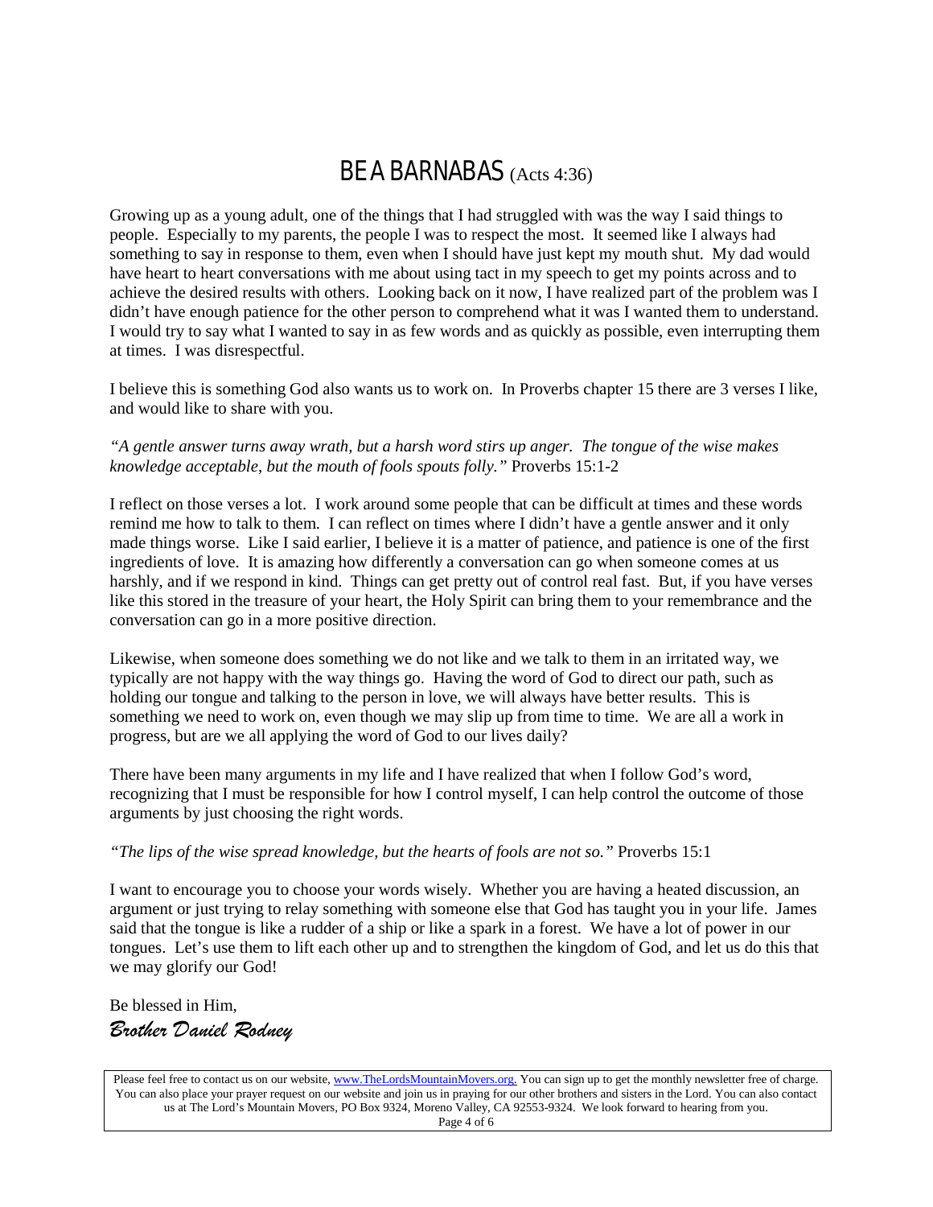# BE A BARNABAS (Acts 4:36)

Growing up as a young adult, one of the things that I had struggled with was the way I said things to people. Especially to my parents, the people I was to respect the most. It seemed like I always had something to say in response to them, even when I should have just kept my mouth shut. My dad would have heart to heart conversations with me about using tact in my speech to get my points across and to achieve the desired results with others. Looking back on it now, I have realized part of the problem was I didn't have enough patience for the other person to comprehend what it was I wanted them to understand. I would try to say what I wanted to say in as few words and as quickly as possible, even interrupting them at times. I was disrespectful.

I believe this is something God also wants us to work on. In Proverbs chapter 15 there are 3 verses I like, and would like to share with you.

*"A gentle answer turns away wrath, but a harsh word stirs up anger. The tongue of the wise makes knowledge acceptable, but the mouth of fools spouts folly."* Proverbs 15:1-2

I reflect on those verses a lot. I work around some people that can be difficult at times and these words remind me how to talk to them. I can reflect on times where I didn't have a gentle answer and it only made things worse. Like I said earlier, I believe it is a matter of patience, and patience is one of the first ingredients of love. It is amazing how differently a conversation can go when someone comes at us harshly, and if we respond in kind. Things can get pretty out of control real fast. But, if you have verses like this stored in the treasure of your heart, the Holy Spirit can bring them to your remembrance and the conversation can go in a more positive direction.

Likewise, when someone does something we do not like and we talk to them in an irritated way, we typically are not happy with the way things go. Having the word of God to direct our path, such as holding our tongue and talking to the person in love, we will always have better results. This is something we need to work on, even though we may slip up from time to time. We are all a work in progress, but are we all applying the word of God to our lives daily?

There have been many arguments in my life and I have realized that when I follow God's word, recognizing that I must be responsible for how I control myself, I can help control the outcome of those arguments by just choosing the right words.

*"The lips of the wise spread knowledge, but the hearts of fools are not so."* Proverbs 15:1

I want to encourage you to choose your words wisely. Whether you are having a heated discussion, an argument or just trying to relay something with someone else that God has taught you in your life. James said that the tongue is like a rudder of a ship or like a spark in a forest. We have a lot of power in our tongues. Let's use them to lift each other up and to strengthen the kingdom of God, and let us do this that we may glorify our God!

Be blessed in Him,
*Brother Daniel Rodney*

Please feel free to contact us on our website, www.TheLordsMountainMovers.org. You can sign up to get the monthly newsletter free of charge. You can also place your prayer request on our website and join us in praying for our other brothers and sisters in the Lord. You can also contact us at The Lord's Mountain Movers, PO Box 9324, Moreno Valley, CA 92553-9324. We look forward to hearing from you.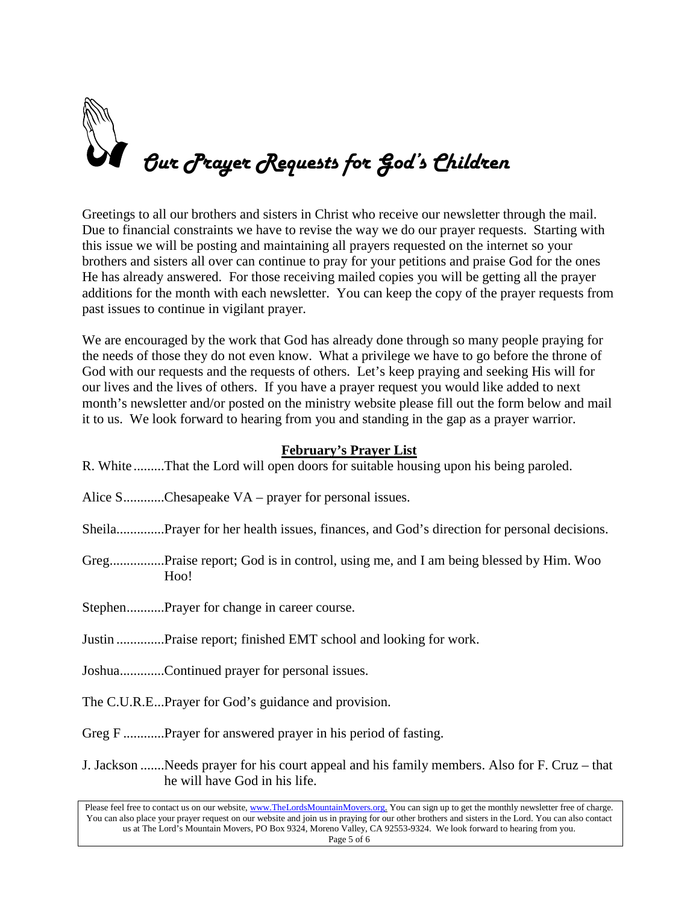# Our Prayer Requests for God's Children

Greetings to all our brothers and sisters in Christ who receive our newsletter through the mail. Due to financial constraints we have to revise the way we do our prayer requests. Starting with this issue we will be posting and maintaining all prayers requested on the internet so your brothers and sisters all over can continue to pray for your petitions and praise God for the ones He has already answered. For those receiving mailed copies you will be getting all the prayer additions for the month with each newsletter. You can keep the copy of the prayer requests from past issues to continue in vigilant prayer.

We are encouraged by the work that God has already done through so many people praying for the needs of those they do not even know. What a privilege we have to go before the throne of God with our requests and the requests of others. Let's keep praying and seeking His will for our lives and the lives of others. If you have a prayer request you would like added to next month's newsletter and/or posted on the ministry website please fill out the form below and mail it to us. We look forward to hearing from you and standing in the gap as a prayer warrior.

## **February's Prayer List**

R. White .........That the Lord will open doors for suitable housing upon his being paroled.

Alice S............Chesapeake VA – prayer for personal issues.

Sheila.............Prayer for her health issues, finances, and God's direction for personal decisions.

Greg................Praise report; God is in control, using me, and I am being blessed by Him. Woo Hoo!

Stephen...........Prayer for change in career course.

Justin ..............Praise report; finished EMT school and looking for work.

Joshua.............Continued prayer for personal issues.

The C.U.R.E...Prayer for God's guidance and provision.

Greg F ............Prayer for answered prayer in his period of fasting.

J. Jackson .......Needs prayer for his court appeal and his family members. Also for F. Cruz – that he will have God in his life.

Please feel free to contact us on our website, www.TheLordsMountainMovers.org. You can sign up to get the monthly newsletter free of charge. You can also place your prayer request on our website and join us in praying for our other brothers and sisters in the Lord. You can also contact us at The Lord's Mountain Movers, PO Box 9324, Moreno Valley, CA 92553-9324. We look forward to hearing from you.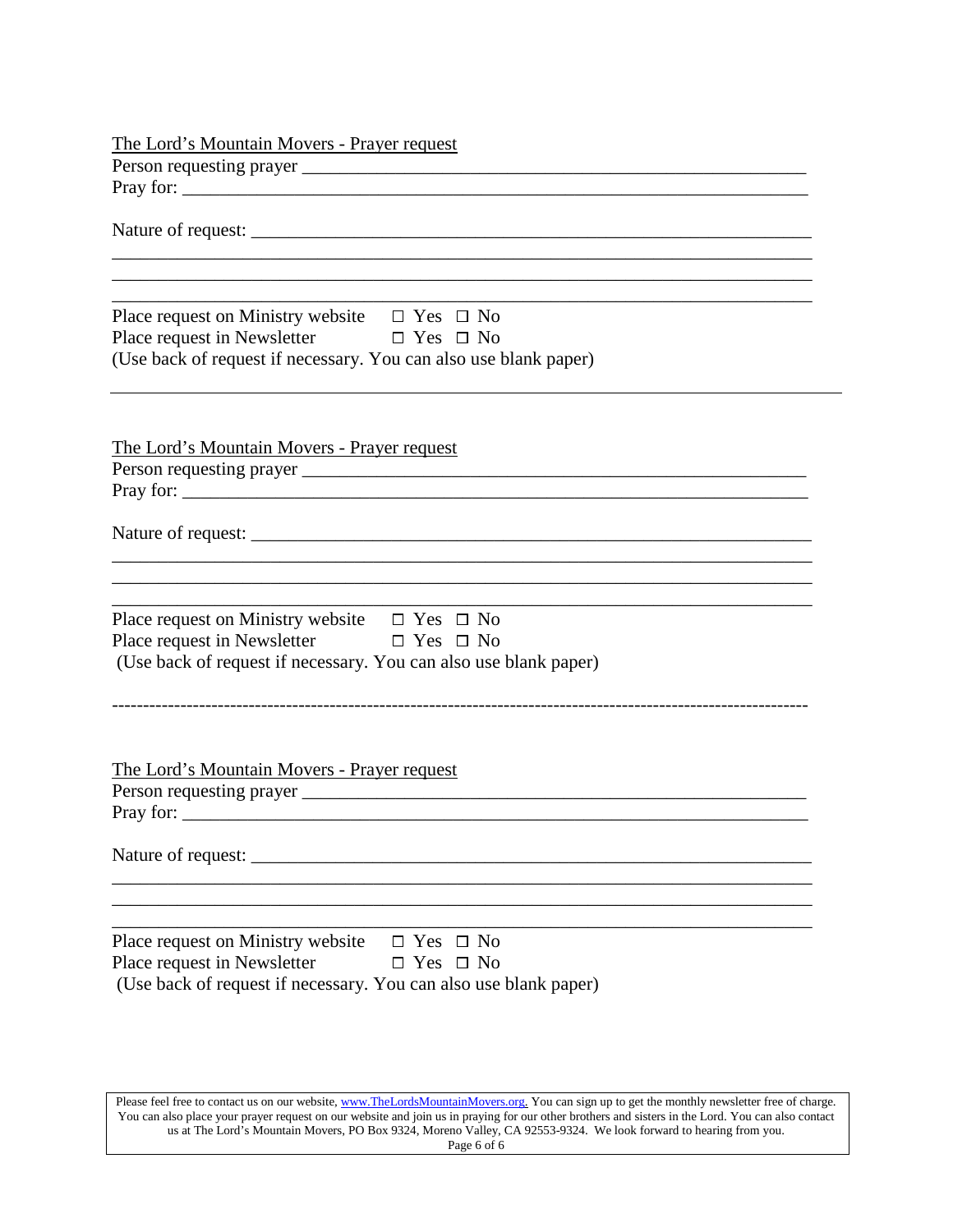The Lord's Mountain Movers - Prayer request

Person requesting prayer ______________________________________________________

Pray for: _____________________________________________________________

Nature of request: ______________________________________________________

_____________________________________________________________________

_____________________________________________________________________

_____________________________________________________________________

Place request on Ministry website □ Yes □ No

Place request in Newsletter □ Yes □ No

(Use back of request if necessary. You can also use blank paper)

---

The Lord's Mountain Movers - Prayer request

Person requesting prayer ______________________________________________________

Pray for: _____________________________________________________________

Nature of request: ______________________________________________________

_____________________________________________________________________

_____________________________________________________________________

_____________________________________________________________________

Place request on Ministry website □ Yes □ No

Place request in Newsletter □ Yes □ No

(Use back of request if necessary. You can also use blank paper)

---

The Lord's Mountain Movers - Prayer request

Person requesting prayer ______________________________________________________

Pray for: _____________________________________________________________

Nature of request: ______________________________________________________

_____________________________________________________________________

_____________________________________________________________________

_____________________________________________________________________

Place request on Ministry website □ Yes □ No

Place request in Newsletter □ Yes □ No

(Use back of request if necessary. You can also use blank paper)

Please feel free to contact us on our website, www.TheLordsMountainMovers.org. You can sign up to get the monthly newsletter free of charge. You can also place your prayer request on our website and join us in praying for our other brothers and sisters in the Lord. You can also contact us at The Lord's Mountain Movers, PO Box 9324, Moreno Valley, CA 92553-9324. We look forward to hearing from you.